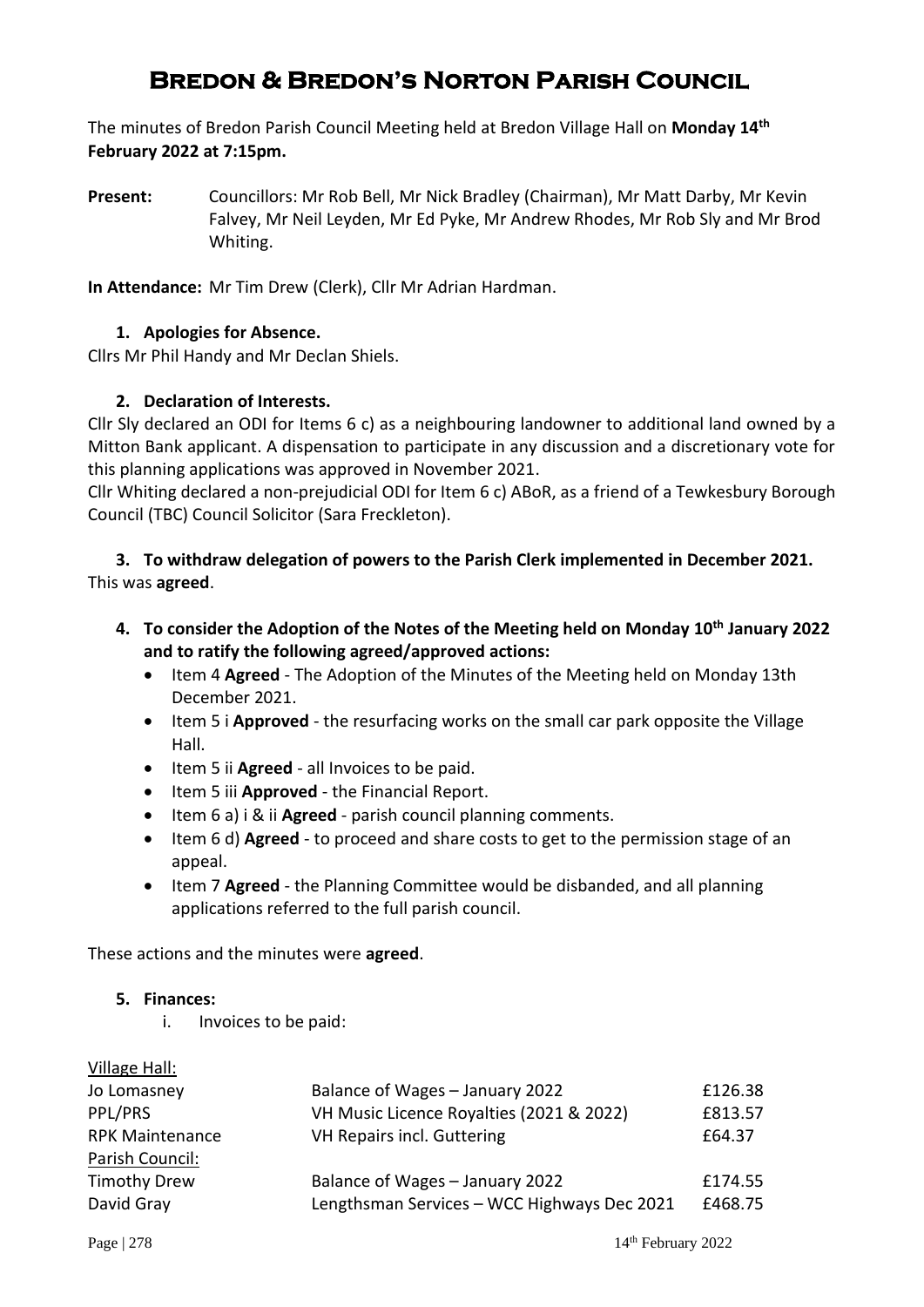# Bredon & Bredon's Norton Parish Council

The minutes of Bredon Parish Council Meeting held at Bredon Village Hall on **Monday 14th February 2022 at 7:15pm.**

**Present:** Councillors: Mr Rob Bell, Mr Nick Bradley (Chairman), Mr Matt Darby, Mr Kevin Falvey, Mr Neil Leyden, Mr Ed Pyke, Mr Andrew Rhodes, Mr Rob Sly and Mr Brod Whiting.

**In Attendance:** Mr Tim Drew (Clerk), Cllr Mr Adrian Hardman.

**1. Apologies for Absence.**

Cllrs Mr Phil Handy and Mr Declan Shiels.

**2. Declaration of Interests.**

Cllr Sly declared an ODI for Items 6 c) as a neighbouring landowner to additional land owned by a Mitton Bank applicant. A dispensation to participate in any discussion and a discretionary vote for this planning applications was approved in November 2021.

Cllr Whiting declared a non-prejudicial ODI for Item 6 c) ABoR, as a friend of a Tewkesbury Borough Council (TBC) Council Solicitor (Sara Freckleton).

**3. To withdraw delegation of powers to the Parish Clerk implemented in December 2021.**

This was **agreed**.

**4. To consider the Adoption of the Notes of the Meeting held on Monday 10th January 2022 and to ratify the following agreed/approved actions:**

- Item 4 **Agreed** - The Adoption of the Minutes of the Meeting held on Monday 13th December 2021.
- Item 5 i **Approved** - the resurfacing works on the small car park opposite the Village Hall.
- Item 5 ii **Agreed** - all Invoices to be paid.
- Item 5 iii **Approved** - the Financial Report.
- Item 6 a) i & ii **Agreed** - parish council planning comments.
- Item 6 d) **Agreed** - to proceed and share costs to get to the permission stage of an appeal.
- Item 7 **Agreed** - the Planning Committee would be disbanded, and all planning applications referred to the full parish council.

These actions and the minutes were **agreed**.

**5. Finances:**

i. Invoices to be paid:

| | | |
|---|---|---|
| Village Hall: | | |
| Jo Lomasney | Balance of Wages – January 2022 | £126.38 |
| PPL/PRS | VH Music Licence Royalties (2021 & 2022) | £813.57 |
| RPK Maintenance | VH Repairs incl. Guttering | £64.37 |
| Parish Council: | | |
| Timothy Drew | Balance of Wages – January 2022 | £174.55 |
| David Gray | Lengthsman Services – WCC Highways Dec 2021 | £468.75 |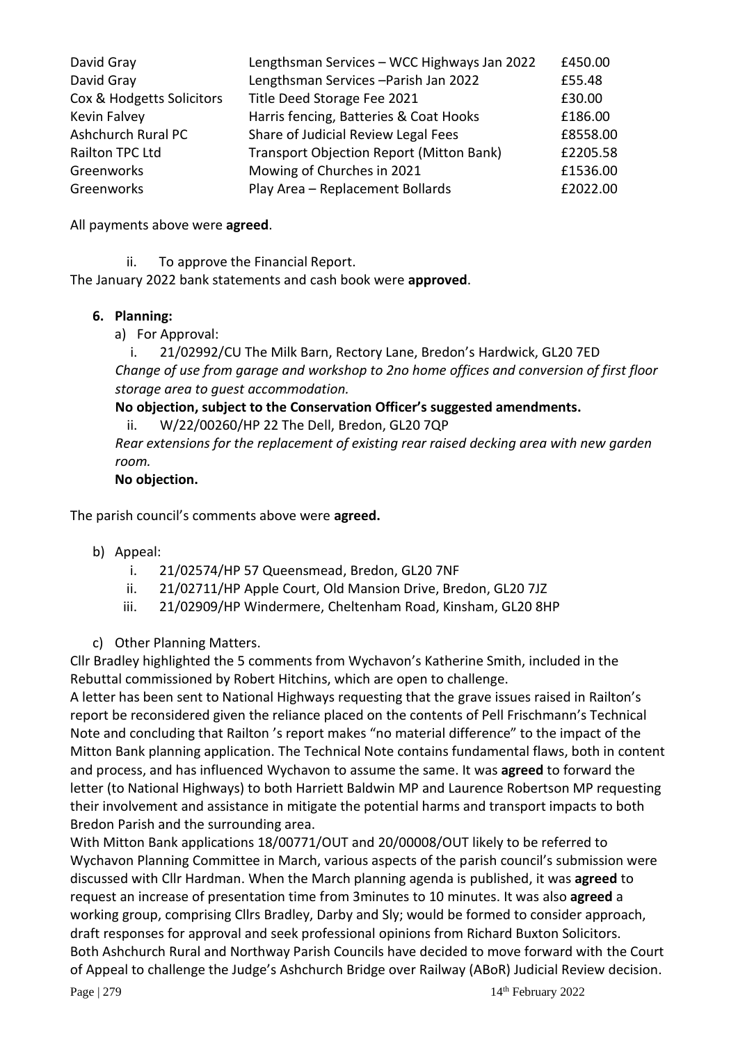| | | |
|---|---|---|
| David Gray | Lengthsman Services – WCC Highways Jan 2022 | £450.00 |
| David Gray | Lengthsman Services –Parish Jan 2022 | £55.48 |
| Cox & Hodgetts Solicitors | Title Deed Storage Fee 2021 | £30.00 |
| Kevin Falvey | Harris fencing, Batteries & Coat Hooks | £186.00 |
| Ashchurch Rural PC | Share of Judicial Review Legal Fees | £8558.00 |
| Railton TPC Ltd | Transport Objection Report (Mitton Bank) | £2205.58 |
| Greenworks | Mowing of Churches in 2021 | £1536.00 |
| Greenworks | Play Area – Replacement Bollards | £2022.00 |

All payments above were **agreed**.

ii. To approve the Financial Report.

The January 2022 bank statements and cash book were **approved**.

**6. Planning:**

a) For Approval:

i. 21/02992/CU The Milk Barn, Rectory Lane, Bredon's Hardwick, GL20 7ED
*Change of use from garage and workshop to 2no home offices and conversion of first floor storage area to guest accommodation.*
**No objection, subject to the Conservation Officer's suggested amendments.**

ii. W/22/00260/HP 22 The Dell, Bredon, GL20 7QP
*Rear extensions for the replacement of existing rear raised decking area with new garden room.*
**No objection.**

The parish council's comments above were **agreed.**

b) Appeal:

i. 21/02574/HP 57 Queensmead, Bredon, GL20 7NF
ii. 21/02711/HP Apple Court, Old Mansion Drive, Bredon, GL20 7JZ
iii. 21/02909/HP Windermere, Cheltenham Road, Kinsham, GL20 8HP

c) Other Planning Matters.

Cllr Bradley highlighted the 5 comments from Wychavon's Katherine Smith, included in the Rebuttal commissioned by Robert Hitchins, which are open to challenge.

A letter has been sent to National Highways requesting that the grave issues raised in Railton's report be reconsidered given the reliance placed on the contents of Pell Frischmann's Technical Note and concluding that Railton 's report makes "no material difference" to the impact of the Mitton Bank planning application. The Technical Note contains fundamental flaws, both in content and process, and has influenced Wychavon to assume the same. It was **agreed** to forward the letter (to National Highways) to both Harriett Baldwin MP and Laurence Robertson MP requesting their involvement and assistance in mitigate the potential harms and transport impacts to both Bredon Parish and the surrounding area.

With Mitton Bank applications 18/00771/OUT and 20/00008/OUT likely to be referred to Wychavon Planning Committee in March, various aspects of the parish council's submission were discussed with Cllr Hardman. When the March planning agenda is published, it was **agreed** to request an increase of presentation time from 3minutes to 10 minutes. It was also **agreed** a working group, comprising Cllrs Bradley, Darby and Sly; would be formed to consider approach, draft responses for approval and seek professional opinions from Richard Buxton Solicitors.

Both Ashchurch Rural and Northway Parish Councils have decided to move forward with the Court of Appeal to challenge the Judge's Ashchurch Bridge over Railway (ABoR) Judicial Review decision.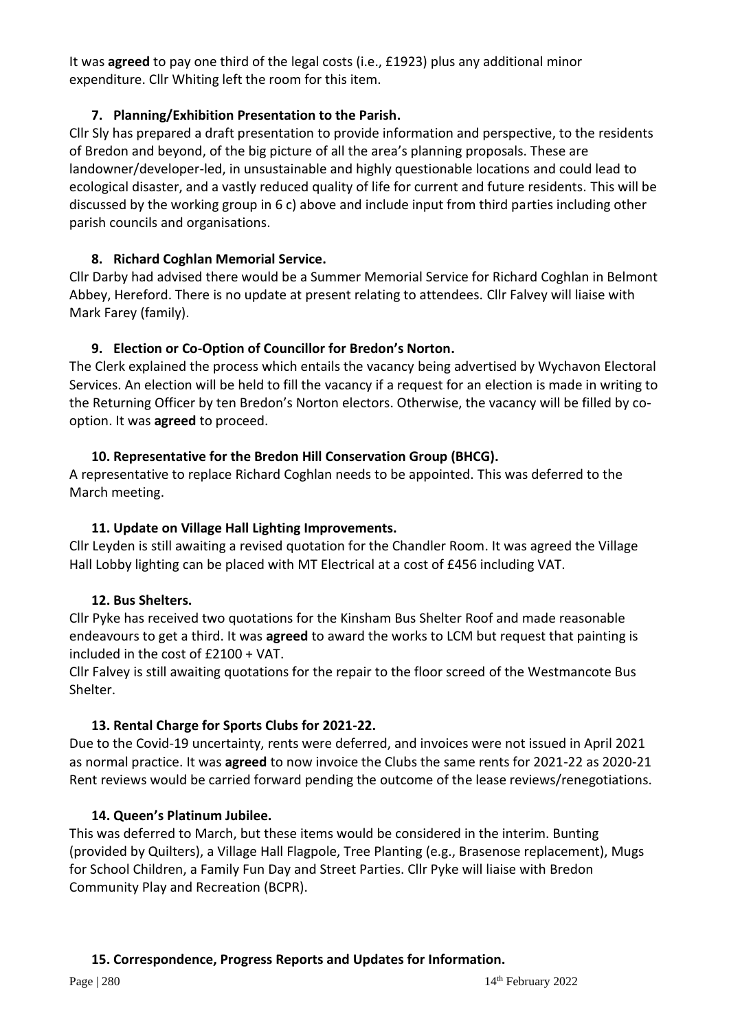It was **agreed** to pay one third of the legal costs (i.e., £1923) plus any additional minor expenditure. Cllr Whiting left the room for this item.

### 7. Planning/Exhibition Presentation to the Parish.

Cllr Sly has prepared a draft presentation to provide information and perspective, to the residents of Bredon and beyond, of the big picture of all the area's planning proposals. These are landowner/developer-led, in unsustainable and highly questionable locations and could lead to ecological disaster, and a vastly reduced quality of life for current and future residents. This will be discussed by the working group in 6 c) above and include input from third parties including other parish councils and organisations.

### 8. Richard Coghlan Memorial Service.

Cllr Darby had advised there would be a Summer Memorial Service for Richard Coghlan in Belmont Abbey, Hereford. There is no update at present relating to attendees. Cllr Falvey will liaise with Mark Farey (family).

### 9. Election or Co-Option of Councillor for Bredon's Norton.

The Clerk explained the process which entails the vacancy being advertised by Wychavon Electoral Services. An election will be held to fill the vacancy if a request for an election is made in writing to the Returning Officer by ten Bredon's Norton electors. Otherwise, the vacancy will be filled by co-option. It was **agreed** to proceed.

### 10. Representative for the Bredon Hill Conservation Group (BHCG).

A representative to replace Richard Coghlan needs to be appointed. This was deferred to the March meeting.

### 11. Update on Village Hall Lighting Improvements.

Cllr Leyden is still awaiting a revised quotation for the Chandler Room. It was agreed the Village Hall Lobby lighting can be placed with MT Electrical at a cost of £456 including VAT.

### 12. Bus Shelters.

Cllr Pyke has received two quotations for the Kinsham Bus Shelter Roof and made reasonable endeavours to get a third. It was **agreed** to award the works to LCM but request that painting is included in the cost of £2100 + VAT.

Cllr Falvey is still awaiting quotations for the repair to the floor screed of the Westmancote Bus Shelter.

### 13. Rental Charge for Sports Clubs for 2021-22.

Due to the Covid-19 uncertainty, rents were deferred, and invoices were not issued in April 2021 as normal practice. It was **agreed** to now invoice the Clubs the same rents for 2021-22 as 2020-21 Rent reviews would be carried forward pending the outcome of the lease reviews/renegotiations.

### 14. Queen's Platinum Jubilee.

This was deferred to March, but these items would be considered in the interim. Bunting (provided by Quilters), a Village Hall Flagpole, Tree Planting (e.g., Brasenose replacement), Mugs for School Children, a Family Fun Day and Street Parties. Cllr Pyke will liaise with Bredon Community Play and Recreation (BCPR).

### 15. Correspondence, Progress Reports and Updates for Information.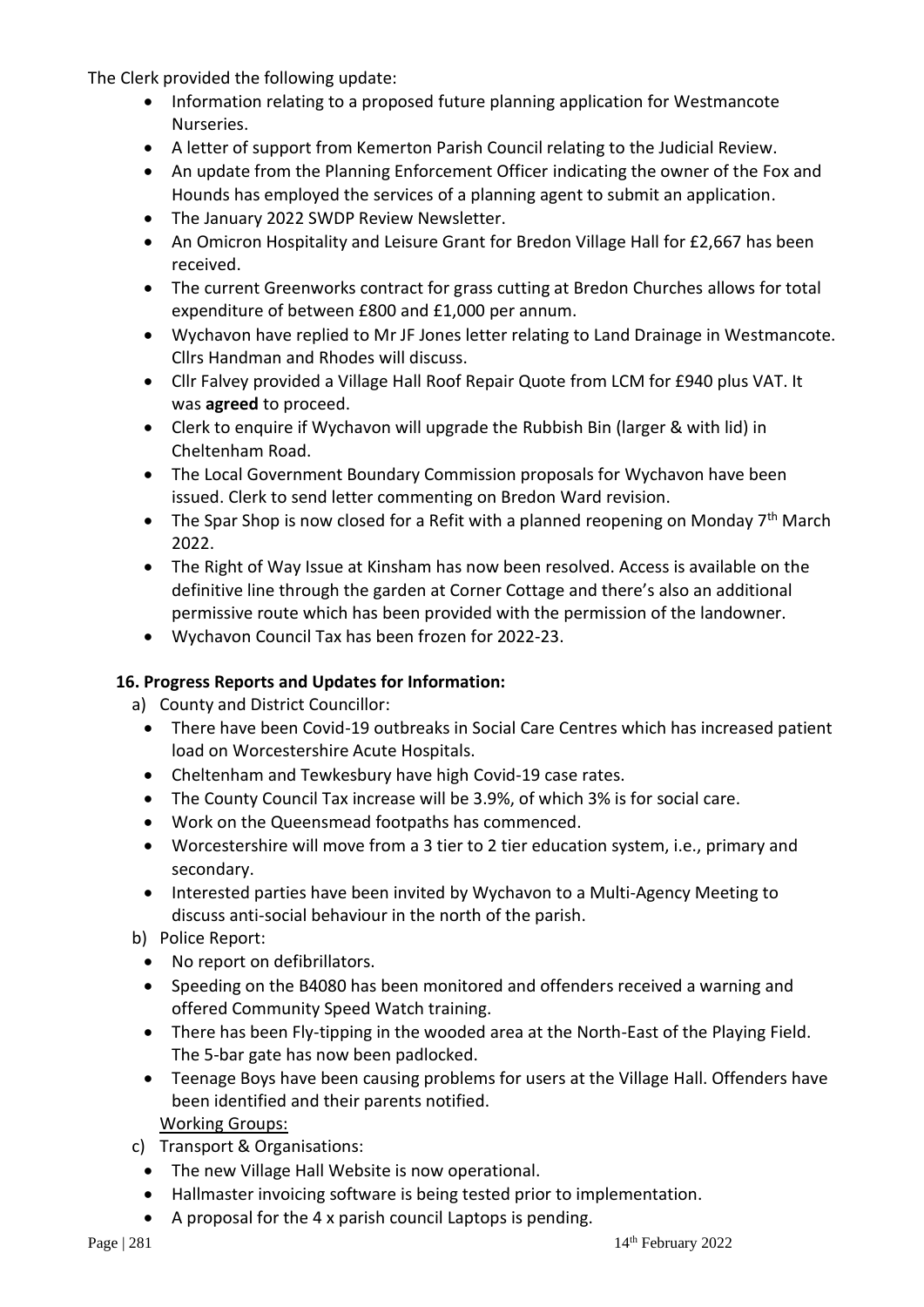The Clerk provided the following update:

- Information relating to a proposed future planning application for Westmancote Nurseries.
- A letter of support from Kemerton Parish Council relating to the Judicial Review.
- An update from the Planning Enforcement Officer indicating the owner of the Fox and Hounds has employed the services of a planning agent to submit an application.
- The January 2022 SWDP Review Newsletter.
- An Omicron Hospitality and Leisure Grant for Bredon Village Hall for £2,667 has been received.
- The current Greenworks contract for grass cutting at Bredon Churches allows for total expenditure of between £800 and £1,000 per annum.
- Wychavon have replied to Mr JF Jones letter relating to Land Drainage in Westmancote. Cllrs Handman and Rhodes will discuss.
- Cllr Falvey provided a Village Hall Roof Repair Quote from LCM for £940 plus VAT. It was **agreed** to proceed.
- Clerk to enquire if Wychavon will upgrade the Rubbish Bin (larger & with lid) in Cheltenham Road.
- The Local Government Boundary Commission proposals for Wychavon have been issued. Clerk to send letter commenting on Bredon Ward revision.
- The Spar Shop is now closed for a Refit with a planned reopening on Monday 7th March 2022.
- The Right of Way Issue at Kinsham has now been resolved. Access is available on the definitive line through the garden at Corner Cottage and there's also an additional permissive route which has been provided with the permission of the landowner.
- Wychavon Council Tax has been frozen for 2022-23.

**16. Progress Reports and Updates for Information:**

a) County and District Councillor:
- There have been Covid-19 outbreaks in Social Care Centres which has increased patient load on Worcestershire Acute Hospitals.
- Cheltenham and Tewkesbury have high Covid-19 case rates.
- The County Council Tax increase will be 3.9%, of which 3% is for social care.
- Work on the Queensmead footpaths has commenced.
- Worcestershire will move from a 3 tier to 2 tier education system, i.e., primary and secondary.
- Interested parties have been invited by Wychavon to a Multi-Agency Meeting to discuss anti-social behaviour in the north of the parish.

b) Police Report:
- No report on defibrillators.
- Speeding on the B4080 has been monitored and offenders received a warning and offered Community Speed Watch training.
- There has been Fly-tipping in the wooded area at the North-East of the Playing Field. The 5-bar gate has now been padlocked.
- Teenage Boys have been causing problems for users at the Village Hall. Offenders have been identified and their parents notified.

Working Groups:

c) Transport & Organisations:
- The new Village Hall Website is now operational.
- Hallmaster invoicing software is being tested prior to implementation.
- A proposal for the 4 x parish council Laptops is pending.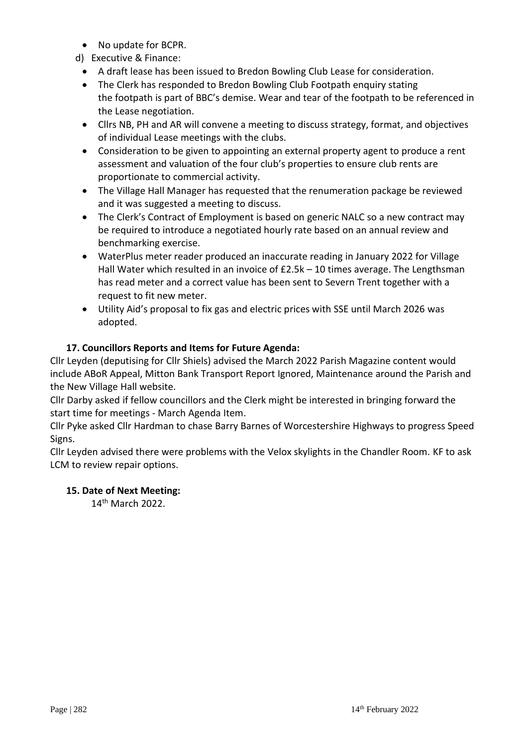- No update for BCPR.

d) Executive & Finance:

- A draft lease has been issued to Bredon Bowling Club Lease for consideration.
- The Clerk has responded to Bredon Bowling Club Footpath enquiry stating the footpath is part of BBC's demise. Wear and tear of the footpath to be referenced in the Lease negotiation.
- Cllrs NB, PH and AR will convene a meeting to discuss strategy, format, and objectives of individual Lease meetings with the clubs.
- Consideration to be given to appointing an external property agent to produce a rent assessment and valuation of the four club's properties to ensure club rents are proportionate to commercial activity.
- The Village Hall Manager has requested that the renumeration package be reviewed and it was suggested a meeting to discuss.
- The Clerk's Contract of Employment is based on generic NALC so a new contract may be required to introduce a negotiated hourly rate based on an annual review and benchmarking exercise.
- WaterPlus meter reader produced an inaccurate reading in January 2022 for Village Hall Water which resulted in an invoice of £2.5k – 10 times average. The Lengthsman has read meter and a correct value has been sent to Severn Trent together with a request to fit new meter.
- Utility Aid's proposal to fix gas and electric prices with SSE until March 2026 was adopted.

**17. Councillors Reports and Items for Future Agenda:**

Cllr Leyden (deputising for Cllr Shiels) advised the March 2022 Parish Magazine content would include ABoR Appeal, Mitton Bank Transport Report Ignored, Maintenance around the Parish and the New Village Hall website.

Cllr Darby asked if fellow councillors and the Clerk might be interested in bringing forward the start time for meetings - March Agenda Item.

Cllr Pyke asked Cllr Hardman to chase Barry Barnes of Worcestershire Highways to progress Speed Signs.

Cllr Leyden advised there were problems with the Velox skylights in the Chandler Room. KF to ask LCM to review repair options.

**15. Date of Next Meeting:**

14th March 2022.